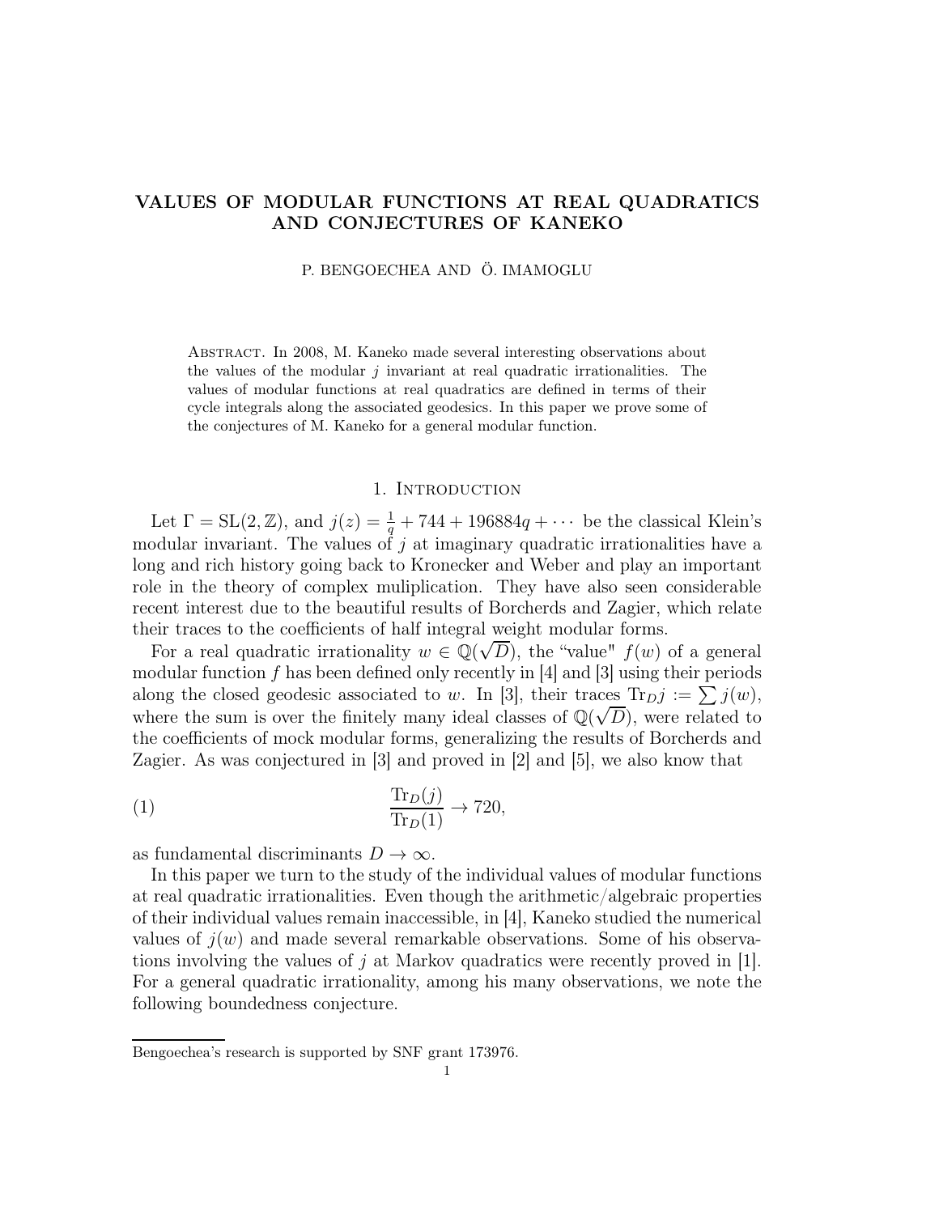# VALUES OF MODULAR FUNCTIONS AT REAL QUADRATICS AND CONJECTURES OF KANEKO

P. BENGOECHEA AND Ö. IMAMOGLU

Abstract. In 2008, M. Kaneko made several interesting observations about the values of the modular $j$ invariant at real quadratic irrationalities. The values of modular functions at real quadratics are defined in terms of their cycle integrals along the associated geodesics. In this paper we prove some of the conjectures of M. Kaneko for a general modular function.

## 1. Introduction

Let $\Gamma = \mathrm{SL}(2,\mathbb{Z})$, and $j(z) = \frac{1}{q} + 744 + 196884q + \cdots$ be the classical Klein's modular invariant. The values of $j$ at imaginary quadratic irrationalities have a long and rich history going back to Kronecker and Weber and play an important role in the theory of complex muliplication. They have also seen considerable recent interest due to the beautiful results of Borcherds and Zagier, which relate their traces to the coefficients of half integral weight modular forms.

For a real quadratic irrationality $w \in \mathbb{Q}(\sqrt{D})$, the "value" $f(w)$ of a general modular function $f$ has been defined only recently in [4] and [3] using their periods along the closed geodesic associated to $w$. In [3], their traces $\mathrm{Tr}_D j := \sum j(w)$, where the sum is over the finitely many ideal classes of $\mathbb{Q}(\sqrt{D})$, were related to the coefficients of mock modular forms, generalizing the results of Borcherds and Zagier. As was conjectured in [3] and proved in [2] and [5], we also know that

$$\frac{\mathrm{Tr}_D(j)}{\mathrm{Tr}_D(1)} \to 720, \tag{1}$$

as fundamental discriminants $D \to \infty$.

In this paper we turn to the study of the individual values of modular functions at real quadratic irrationalities. Even though the arithmetic/algebraic properties of their individual values remain inaccessible, in [4], Kaneko studied the numerical values of $j(w)$ and made several remarkable observations. Some of his observations involving the values of $j$ at Markov quadratics were recently proved in [1]. For a general quadratic irrationality, among his many observations, we note the following boundedness conjecture.

Bengoechea's research is supported by SNF grant 173976.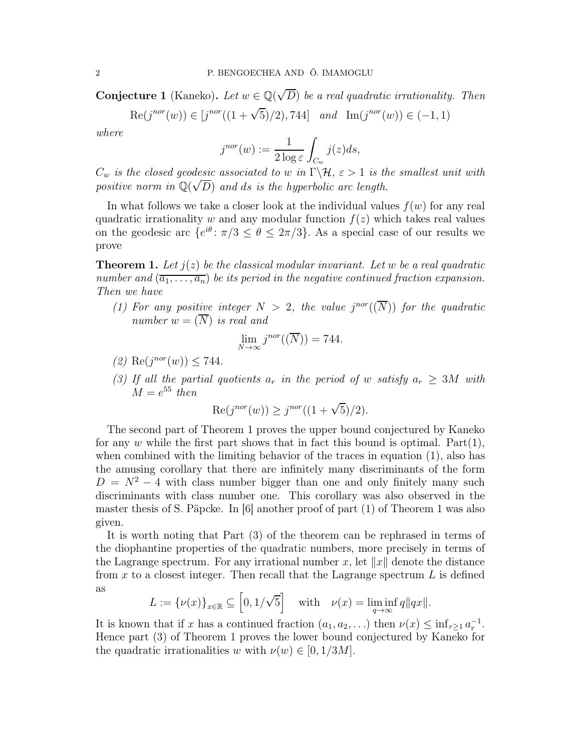**Conjecture 1** (Kaneko)**.** *Let $w \in \mathbb{Q}(\sqrt{D})$ be a real quadratic irrationality. Then*

$$\mathrm{Re}(j^{nor}(w)) \in [j^{nor}((1+\sqrt{5})/2), 744] \quad \textit{and} \quad \mathrm{Im}(j^{nor}(w)) \in (-1, 1)$$

*where*

$$j^{nor}(w) := \frac{1}{2\log \varepsilon} \int_{C_w} j(z) ds,$$

*$C_w$ is the closed geodesic associated to $w$ in $\Gamma \backslash \mathcal{H}$, $\varepsilon > 1$ is the smallest unit with positive norm in $\mathbb{Q}(\sqrt{D})$ and $ds$ is the hyperbolic arc length.*

In what follows we take a closer look at the individual values $f(w)$ for any real quadratic irrationality $w$ and any modular function $f(z)$ which takes real values on the geodesic arc $\{e^{i\theta} \colon \pi/3 \leq \theta \leq 2\pi/3\}$. As a special case of our results we prove

**Theorem 1.** *Let $j(z)$ be the classical modular invariant. Let $w$ be a real quadratic number and $(\overline{a_1, \ldots, a_n})$ be its period in the negative continued fraction expansion. Then we have*

*(1) For any positive integer $N > 2$, the value $j^{nor}((\overline{N}))$ for the quadratic number $w = (\overline{N})$ is real and*

$$\lim_{N \to \infty} j^{nor}((\overline{N})) = 744.$$

*(2) $\mathrm{Re}(j^{nor}(w)) \leq 744$.*

*(3) If all the partial quotients $a_r$ in the period of $w$ satisfy $a_r \geq 3M$ with $M = e^{55}$ then*

$$\mathrm{Re}(j^{nor}(w)) \geq j^{nor}((1+\sqrt{5})/2).$$

The second part of Theorem 1 proves the upper bound conjectured by Kaneko for any $w$ while the first part shows that in fact this bound is optimal. Part(1), when combined with the limiting behavior of the traces in equation (1), also has the amusing corollary that there are infinitely many discriminants of the form $D = N^2 - 4$ with class number bigger than one and only finitely many such discriminants with class number one. This corollary was also observed in the master thesis of S. Päpcke. In [6] another proof of part (1) of Theorem 1 was also given.

It is worth noting that Part (3) of the theorem can be rephrased in terms of the diophantine properties of the quadratic numbers, more precisely in terms of the Lagrange spectrum. For any irrational number $x$, let $\|x\|$ denote the distance from $x$ to a closest integer. Then recall that the Lagrange spectrum $L$ is defined as

$$L := \{\nu(x)\}_{x \in \mathbb{R}} \subseteq \left[0, 1/\sqrt{5}\right] \quad \text{with} \quad \nu(x) = \liminf_{q \to \infty} q\|qx\|.$$

It is known that if $x$ has a continued fraction $(a_1, a_2, \ldots)$ then $\nu(x) \leq \inf_{r \geq 1} a_r^{-1}$. Hence part (3) of Theorem 1 proves the lower bound conjectured by Kaneko for the quadratic irrationalities $w$ with $\nu(w) \in [0, 1/3M]$.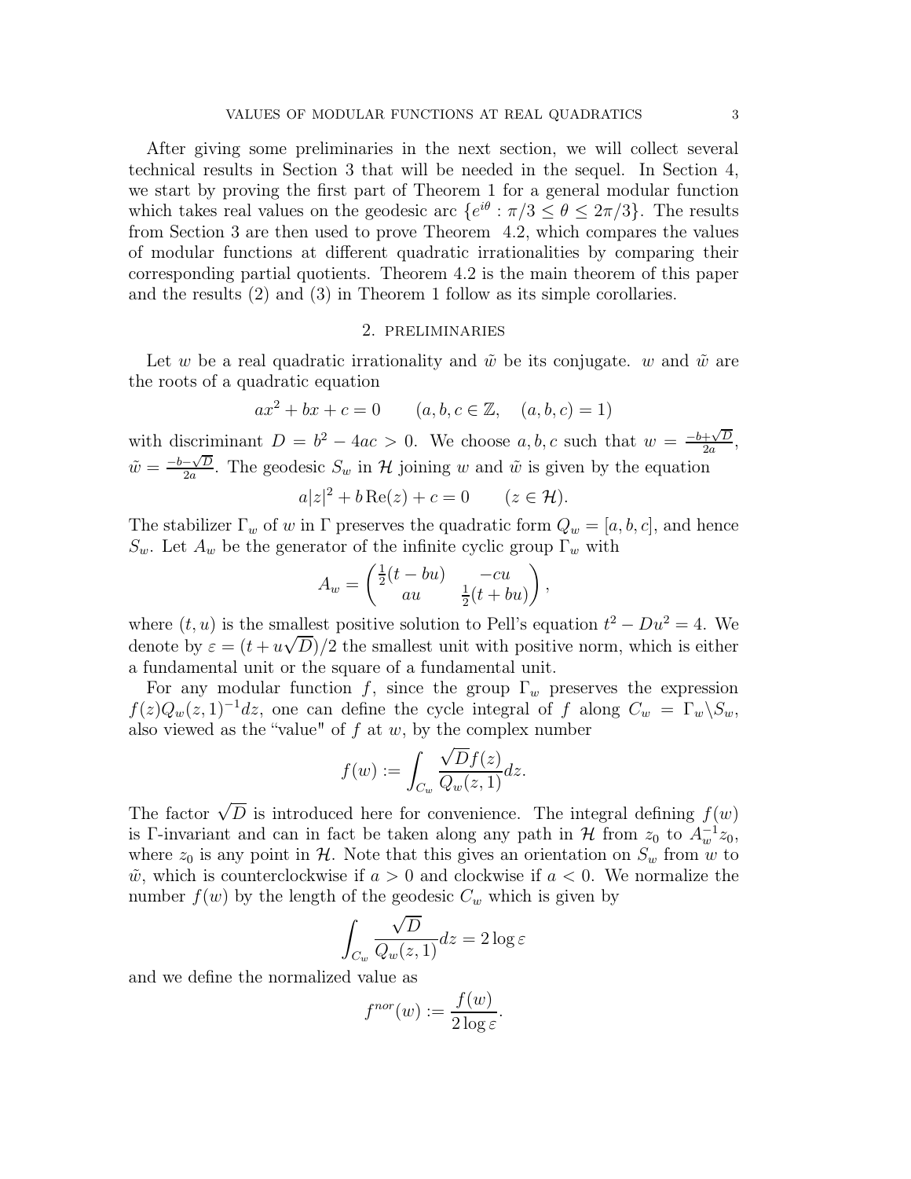After giving some preliminaries in the next section, we will collect several technical results in Section 3 that will be needed in the sequel. In Section 4, we start by proving the first part of Theorem 1 for a general modular function which takes real values on the geodesic arc $\{e^{i\theta} : \pi/3 \leq \theta \leq 2\pi/3\}$. The results from Section 3 are then used to prove Theorem 4.2, which compares the values of modular functions at different quadratic irrationalities by comparing their corresponding partial quotients. Theorem 4.2 is the main theorem of this paper and the results (2) and (3) in Theorem 1 follow as its simple corollaries.

## 2. Preliminaries

Let $w$ be a real quadratic irrationality and $\tilde{w}$ be its conjugate. $w$ and $\tilde{w}$ are the roots of a quadratic equation

$$ax^2 + bx + c = 0 \qquad (a, b, c \in \mathbb{Z}, \quad (a, b, c) = 1)$$

with discriminant $D = b^2 - 4ac > 0$. We choose $a, b, c$ such that $w = \frac{-b+\sqrt{D}}{2a}$, $\tilde{w} = \frac{-b-\sqrt{D}}{2a}$. The geodesic $S_w$ in $\mathcal{H}$ joining $w$ and $\tilde{w}$ is given by the equation

$$a|z|^2 + b\,\mathrm{Re}(z) + c = 0 \qquad (z \in \mathcal{H}).$$

The stabilizer $\Gamma_w$ of $w$ in $\Gamma$ preserves the quadratic form $Q_w = [a, b, c]$, and hence $S_w$. Let $A_w$ be the generator of the infinite cyclic group $\Gamma_w$ with

$$A_w = \begin{pmatrix} \frac{1}{2}(t - bu) & -cu \\ au & \frac{1}{2}(t + bu) \end{pmatrix},$$

where $(t, u)$ is the smallest positive solution to Pell's equation $t^2 - Du^2 = 4$. We denote by $\varepsilon = (t + u\sqrt{D})/2$ the smallest unit with positive norm, which is either a fundamental unit or the square of a fundamental unit.

For any modular function $f$, since the group $\Gamma_w$ preserves the expression $f(z)Q_w(z, 1)^{-1}dz$, one can define the cycle integral of $f$ along $C_w = \Gamma_w \backslash S_w$, also viewed as the "value" of $f$ at $w$, by the complex number

$$f(w) := \int_{C_w} \frac{\sqrt{D} f(z)}{Q_w(z, 1)} dz.$$

The factor $\sqrt{D}$ is introduced here for convenience. The integral defining $f(w)$ is $\Gamma$-invariant and can in fact be taken along any path in $\mathcal{H}$ from $z_0$ to $A_w^{-1} z_0$, where $z_0$ is any point in $\mathcal{H}$. Note that this gives an orientation on $S_w$ from $w$ to $\tilde{w}$, which is counterclockwise if $a > 0$ and clockwise if $a < 0$. We normalize the number $f(w)$ by the length of the geodesic $C_w$ which is given by

$$\int_{C_w} \frac{\sqrt{D}}{Q_w(z, 1)} dz = 2 \log \varepsilon$$

and we define the normalized value as

$$f^{nor}(w) := \frac{f(w)}{2 \log \varepsilon}.$$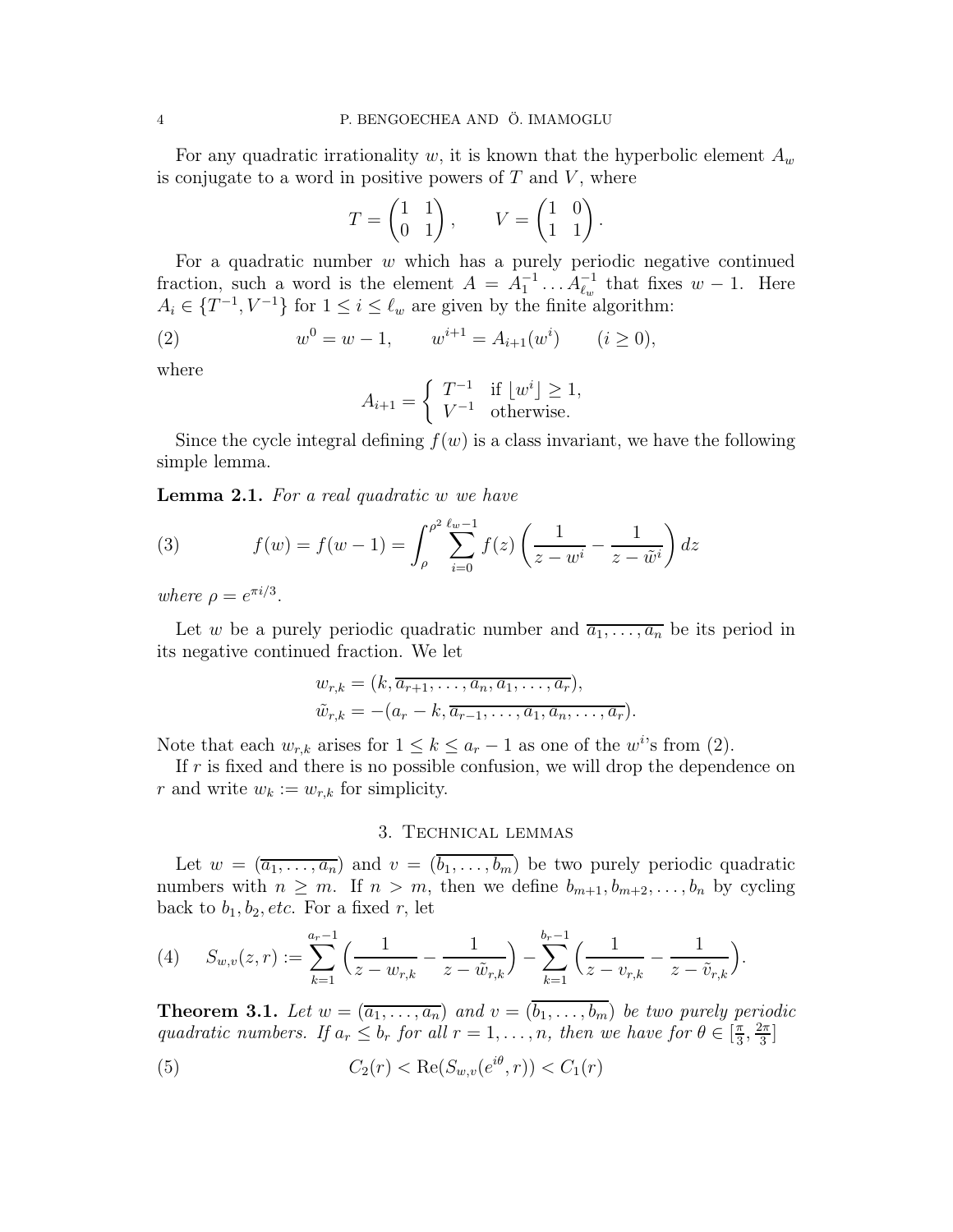For any quadratic irrationality $w$, it is known that the hyperbolic element $A_w$ is conjugate to a word in positive powers of $T$ and $V$, where

$$T = \begin{pmatrix} 1 & 1 \\ 0 & 1 \end{pmatrix}, \qquad V = \begin{pmatrix} 1 & 0 \\ 1 & 1 \end{pmatrix}.$$

For a quadratic number $w$ which has a purely periodic negative continued fraction, such a word is the element $A = A_1^{-1} \dots A_{\ell_w}^{-1}$ that fixes $w - 1$. Here $A_i \in \{T^{-1}, V^{-1}\}$ for $1 \leq i \leq \ell_w$ are given by the finite algorithm:

$$w^0 = w - 1, \qquad w^{i+1} = A_{i+1}(w^i) \qquad (i \geq 0), \tag{2}$$

where

$$A_{i+1} = \begin{cases} T^{-1} & \text{if } \lfloor w^i \rfloor \geq 1, \\ V^{-1} & \text{otherwise.} \end{cases}$$

Since the cycle integral defining $f(w)$ is a class invariant, we have the following simple lemma.

**Lemma 2.1.** *For a real quadratic $w$ we have*

$$f(w) = f(w-1) = \int_{\rho}^{\rho^2} \sum_{i=0}^{\ell_w - 1} f(z) \left( \frac{1}{z - w^i} - \frac{1}{z - \tilde{w}^i} \right) dz \tag{3}$$

*where $\rho = e^{\pi i/3}$.*

Let $w$ be a purely periodic quadratic number and $\overline{a_1, \dots, a_n}$ be its period in its negative continued fraction. We let

$$w_{r,k} = (k, \overline{a_{r+1}, \dots, a_n, a_1, \dots, a_r}),$$
$$\tilde{w}_{r,k} = -(a_r - k, \overline{a_{r-1}, \dots, a_1, a_n, \dots, a_r}).$$

Note that each $w_{r,k}$ arises for $1 \leq k \leq a_r - 1$ as one of the $w^i$'s from (2).

If $r$ is fixed and there is no possible confusion, we will drop the dependence on $r$ and write $w_k := w_{r,k}$ for simplicity.

## 3. Technical lemmas

Let $w = (\overline{a_1, \dots, a_n})$ and $v = (\overline{b_1, \dots, b_m})$ be two purely periodic quadratic numbers with $n \geq m$. If $n > m$, then we define $b_{m+1}, b_{m+2}, \dots, b_n$ by cycling back to $b_1, b_2, etc.$ For a fixed $r$, let

$$S_{w,v}(z, r) := \sum_{k=1}^{a_r - 1} \Big( \frac{1}{z - w_{r,k}} - \frac{1}{z - \tilde{w}_{r,k}} \Big) - \sum_{k=1}^{b_r - 1} \Big( \frac{1}{z - v_{r,k}} - \frac{1}{z - \tilde{v}_{r,k}} \Big). \tag{4}$$

**Theorem 3.1.** *Let $w = (\overline{a_1, \dots, a_n})$ and $v = (\overline{b_1, \dots, b_m})$ be two purely periodic quadratic numbers. If $a_r \leq b_r$ for all $r = 1, \dots, n$, then we have for $\theta \in [\frac{\pi}{3}, \frac{2\pi}{3}]$*

$$C_2(r) < \mathrm{Re}(S_{w,v}(e^{i\theta}, r)) < C_1(r) \tag{5}$$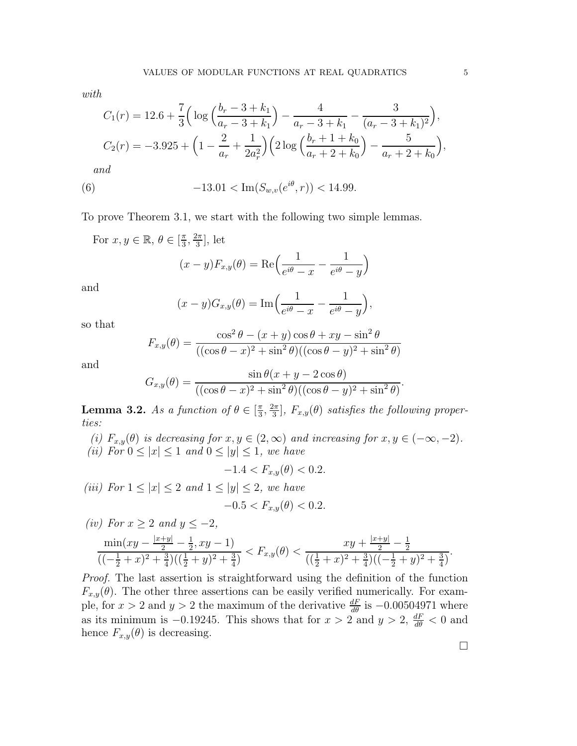*with*

$$C_1(r) = 12.6 + \frac{7}{3}\Big(\log\Big(\frac{b_r - 3 + k_1}{a_r - 3 + k_1}\Big) - \frac{4}{a_r - 3 + k_1} - \frac{3}{(a_r - 3 + k_1)^2}\Big),$$

$$C_2(r) = -3.925 + \Big(1 - \frac{2}{a_r} + \frac{1}{2a_r^2}\Big)\Big(2\log\Big(\frac{b_r + 1 + k_0}{a_r + 2 + k_0}\Big) - \frac{5}{a_r + 2 + k_0}\Big),$$

*and*

$$-13.01 < \mathrm{Im}(S_{w,v}(e^{i\theta}, r)) < 14.99. \tag{6}$$

To prove Theorem 3.1, we start with the following two simple lemmas.

For $x, y \in \mathbb{R}$, $\theta \in [\frac{\pi}{3}, \frac{2\pi}{3}]$, let

$$(x-y)F_{x,y}(\theta) = \mathrm{Re}\Big(\frac{1}{e^{i\theta} - x} - \frac{1}{e^{i\theta} - y}\Big)$$

and

$$(x-y)G_{x,y}(\theta) = \mathrm{Im}\Big(\frac{1}{e^{i\theta} - x} - \frac{1}{e^{i\theta} - y}\Big),$$

so that

$$F_{x,y}(\theta) = \frac{\cos^2\theta - (x+y)\cos\theta + xy - \sin^2\theta}{((\cos\theta - x)^2 + \sin^2\theta)((\cos\theta - y)^2 + \sin^2\theta)}$$

and

$$G_{x,y}(\theta) = \frac{\sin\theta(x + y - 2\cos\theta)}{((\cos\theta - x)^2 + \sin^2\theta)((\cos\theta - y)^2 + \sin^2\theta)}.$$

**Lemma 3.2.** *As a function of $\theta \in [\frac{\pi}{3}, \frac{2\pi}{3}]$, $F_{x,y}(\theta)$ satisfies the following properties:*

*(i) $F_{x,y}(\theta)$ is decreasing for $x, y \in (2, \infty)$ and increasing for $x, y \in (-\infty, -2)$.*

*(ii) For $0 \le |x| \le 1$ and $0 \le |y| \le 1$, we have*

$$-1.4 < F_{x,y}(\theta) < 0.2.$$

*(iii) For $1 \le |x| \le 2$ and $1 \le |y| \le 2$, we have*

$$-0.5 < F_{x,y}(\theta) < 0.2.$$

*(iv) For $x \ge 2$ and $y \le -2$,*

$$\frac{\min(xy - \frac{|x+y|}{2} - \frac{1}{2}, xy - 1)}{((-\frac{1}{2} + x)^2 + \frac{3}{4})((\frac{1}{2} + y)^2 + \frac{3}{4})} < F_{x,y}(\theta) < \frac{xy + \frac{|x+y|}{2} - \frac{1}{2}}{((\frac{1}{2} + x)^2 + \frac{3}{4})((-\frac{1}{2} + y)^2 + \frac{3}{4})}.$$

*Proof.* The last assertion is straightforward using the definition of the function $F_{x,y}(\theta)$. The other three assertions can be easily verified numerically. For example, for $x > 2$ and $y > 2$ the maximum of the derivative $\frac{dF}{d\theta}$ is $-0.00504971$ where as its minimum is $-0.19245$. This shows that for $x > 2$ and $y > 2$, $\frac{dF}{d\theta} < 0$ and hence $F_{x,y}(\theta)$ is decreasing.

$\square$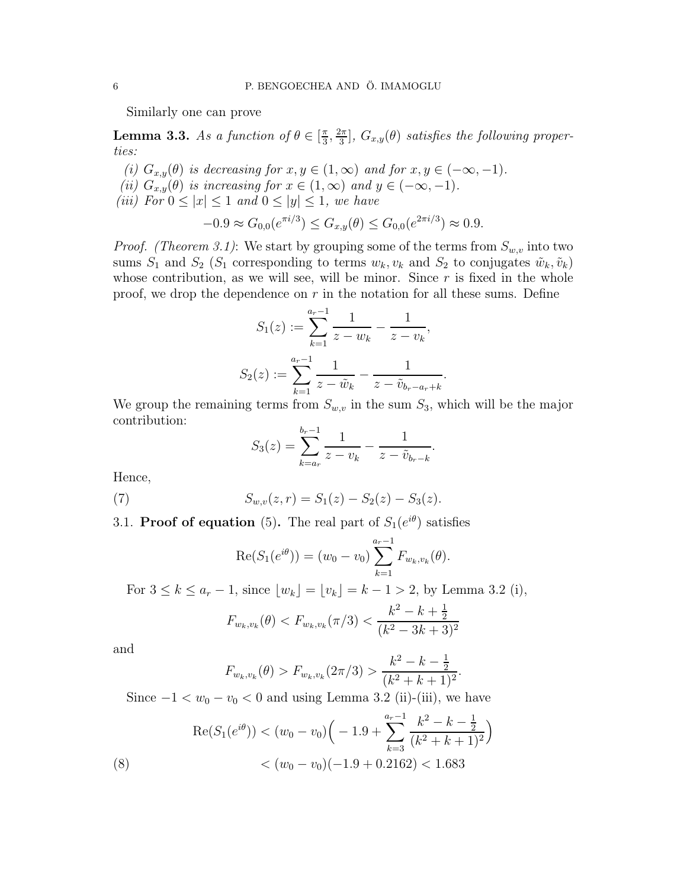Similarly one can prove

**Lemma 3.3.** *As a function of $\theta \in [\frac{\pi}{3}, \frac{2\pi}{3}]$, $G_{x,y}(\theta)$ satisfies the following properties:*

*(i) $G_{x,y}(\theta)$ is decreasing for $x, y \in (1, \infty)$ and for $x, y \in (-\infty, -1)$.*
*(ii) $G_{x,y}(\theta)$ is increasing for $x \in (1, \infty)$ and $y \in (-\infty, -1)$.*
*(iii) For $0 \leq |x| \leq 1$ and $0 \leq |y| \leq 1$, we have*

$$-0.9 \approx G_{0,0}(e^{\pi i/3}) \leq G_{x,y}(\theta) \leq G_{0,0}(e^{2\pi i/3}) \approx 0.9.$$

*Proof. (Theorem 3.1)*: We start by grouping some of the terms from $S_{w,v}$ into two sums $S_1$ and $S_2$ ($S_1$ corresponding to terms $w_k, v_k$ and $S_2$ to conjugates $\tilde{w}_k, \tilde{v}_k$) whose contribution, as we will see, will be minor. Since $r$ is fixed in the whole proof, we drop the dependence on $r$ in the notation for all these sums. Define

$$S_1(z) := \sum_{k=1}^{a_r - 1} \frac{1}{z - w_k} - \frac{1}{z - v_k},$$

$$S_2(z) := \sum_{k=1}^{a_r - 1} \frac{1}{z - \tilde{w}_k} - \frac{1}{z - \tilde{v}_{b_r - a_r + k}}.$$

We group the remaining terms from $S_{w,v}$ in the sum $S_3$, which will be the major contribution:

$$S_3(z) = \sum_{k=a_r}^{b_r - 1} \frac{1}{z - v_k} - \frac{1}{z - \tilde{v}_{b_r - k}}.$$

Hence,

$$S_{w,v}(z, r) = S_1(z) - S_2(z) - S_3(z). \tag{7}$$

3.1. **Proof of equation** (5)**.** The real part of $S_1(e^{i\theta})$ satisfies

$$\mathrm{Re}(S_1(e^{i\theta})) = (w_0 - v_0) \sum_{k=1}^{a_r - 1} F_{w_k, v_k}(\theta).$$

For $3 \leq k \leq a_r - 1$, since $\lfloor w_k \rfloor = \lfloor v_k \rfloor = k - 1 > 2$, by Lemma 3.2 (i),

$$F_{w_k, v_k}(\theta) < F_{w_k, v_k}(\pi/3) < \frac{k^2 - k + \frac{1}{2}}{(k^2 - 3k + 3)^2}$$

and

$$F_{w_k, v_k}(\theta) > F_{w_k, v_k}(2\pi/3) > \frac{k^2 - k - \frac{1}{2}}{(k^2 + k + 1)^2}.$$

Since $-1 < w_0 - v_0 < 0$ and using Lemma 3.2 (ii)-(iii), we have

$$\begin{aligned} \mathrm{Re}(S_1(e^{i\theta})) &< (w_0 - v_0)\Big( -1.9 + \sum_{k=3}^{a_r - 1} \frac{k^2 - k - \frac{1}{2}}{(k^2 + k + 1)^2} \Big) \\ &< (w_0 - v_0)(-1.9 + 0.2162) < 1.683 \end{aligned} \tag{8}$$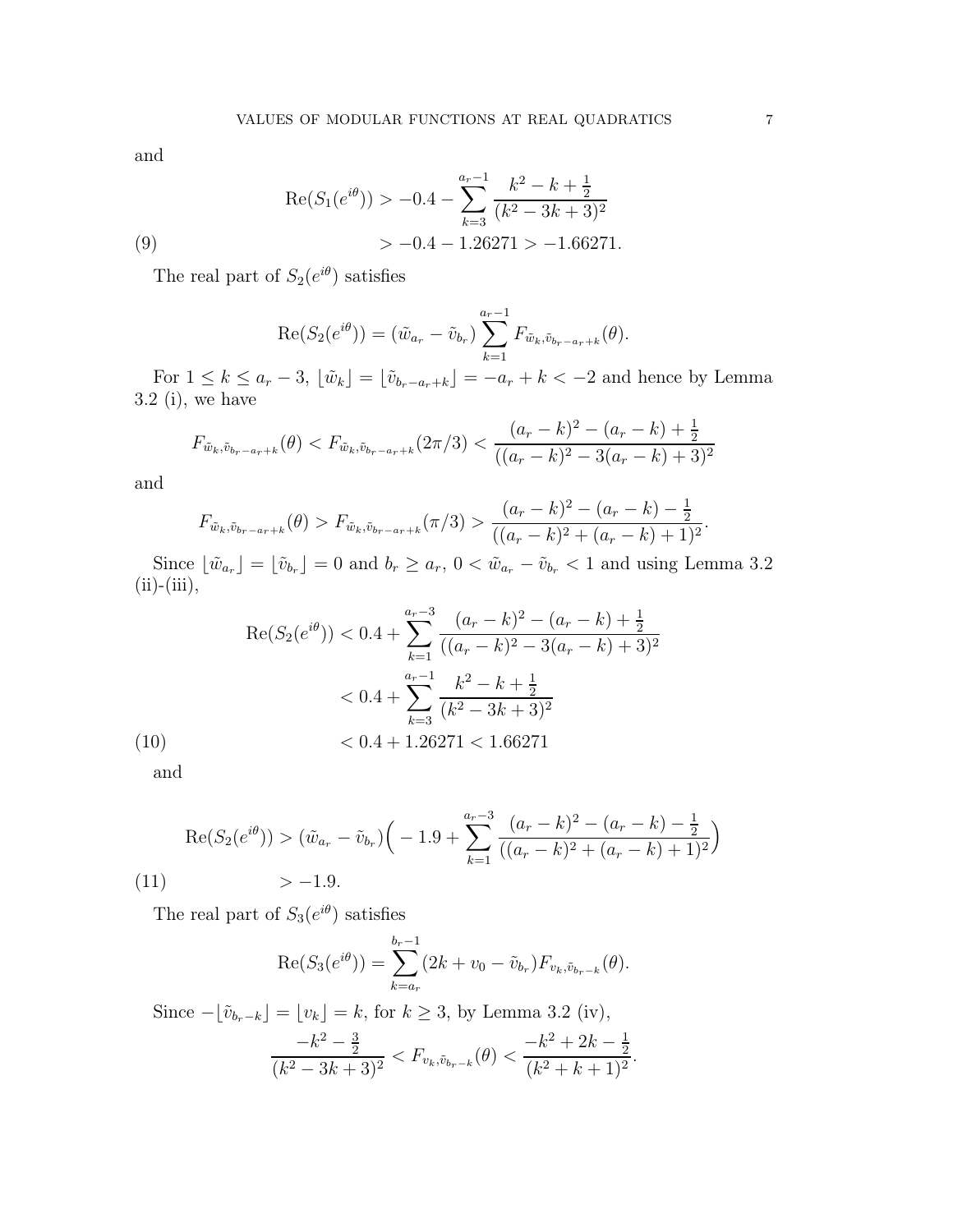and

$$\operatorname{Re}(S_1(e^{i\theta})) > -0.4 - \sum_{k=3}^{a_r-1} \frac{k^2-k+\frac{1}{2}}{(k^2-3k+3)^2}$$

$$> -0.4 - 1.26271 > -1.66271. \tag{9}$$

The real part of $S_2(e^{i\theta})$ satisfies

$$\operatorname{Re}(S_2(e^{i\theta})) = (\tilde{w}_{a_r} - \tilde{v}_{b_r}) \sum_{k=1}^{a_r-1} F_{\tilde{w}_k, \tilde{v}_{b_r-a_r+k}}(\theta).$$

For $1 \leq k \leq a_r - 3$, $\lfloor \tilde{w}_k \rfloor = \lfloor \tilde{v}_{b_r-a_r+k} \rfloor = -a_r + k < -2$ and hence by Lemma 3.2 (i), we have

$$F_{\tilde{w}_k, \tilde{v}_{b_r-a_r+k}}(\theta) < F_{\tilde{w}_k, \tilde{v}_{b_r-a_r+k}}(2\pi/3) < \frac{(a_r-k)^2-(a_r-k)+\frac{1}{2}}{((a_r-k)^2-3(a_r-k)+3)^2}$$

and

$$F_{\tilde{w}_k, \tilde{v}_{b_r-a_r+k}}(\theta) > F_{\tilde{w}_k, \tilde{v}_{b_r-a_r+k}}(\pi/3) > \frac{(a_r-k)^2-(a_r-k)-\frac{1}{2}}{((a_r-k)^2+(a_r-k)+1)^2}.$$

Since $\lfloor \tilde{w}_{a_r} \rfloor = \lfloor \tilde{v}_{b_r} \rfloor = 0$ and $b_r \geq a_r$, $0 < \tilde{w}_{a_r} - \tilde{v}_{b_r} < 1$ and using Lemma 3.2 (ii)-(iii),

$$\operatorname{Re}(S_2(e^{i\theta})) < 0.4 + \sum_{k=1}^{a_r-3} \frac{(a_r-k)^2-(a_r-k)+\frac{1}{2}}{((a_r-k)^2-3(a_r-k)+3)^2}$$

$$< 0.4 + \sum_{k=3}^{a_r-1} \frac{k^2-k+\frac{1}{2}}{(k^2-3k+3)^2}$$

$$< 0.4 + 1.26271 < 1.66271 \tag{10}$$

and

$$\operatorname{Re}(S_2(e^{i\theta})) > (\tilde{w}_{a_r} - \tilde{v}_{b_r})\Big( -1.9 + \sum_{k=1}^{a_r-3} \frac{(a_r-k)^2-(a_r-k)-\frac{1}{2}}{((a_r-k)^2+(a_r-k)+1)^2}\Big)$$

$$> -1.9. \tag{11}$$

The real part of $S_3(e^{i\theta})$ satisfies

$$\operatorname{Re}(S_3(e^{i\theta})) = \sum_{k=a_r}^{b_r-1} (2k + v_0 - \tilde{v}_{b_r}) F_{v_k, \tilde{v}_{b_r-k}}(\theta).$$

Since $-\lfloor \tilde{v}_{b_r-k} \rfloor = \lfloor v_k \rfloor = k$, for $k \geq 3$, by Lemma 3.2 (iv),

$$\frac{-k^2-\frac{3}{2}}{(k^2-3k+3)^2} < F_{v_k, \tilde{v}_{b_r-k}}(\theta) < \frac{-k^2+2k-\frac{1}{2}}{(k^2+k+1)^2}.$$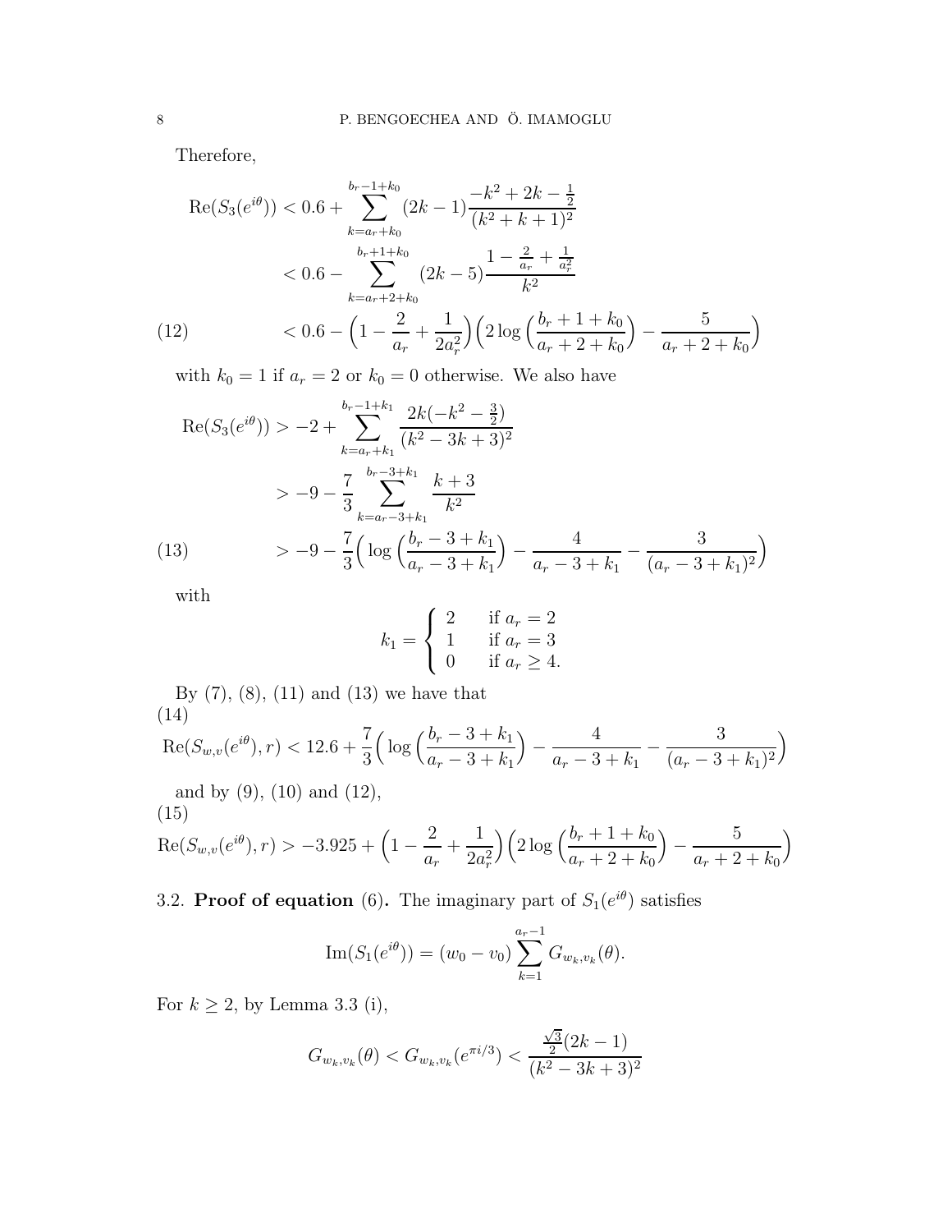Therefore,

$$
\begin{aligned}
\mathrm{Re}(S_3(e^{i\theta})) &< 0.6 + \sum_{k=a_r+k_0}^{b_r-1+k_0} (2k-1)\frac{-k^2+2k-\frac{1}{2}}{(k^2+k+1)^2} \\
&< 0.6 - \sum_{k=a_r+2+k_0}^{b_r+1+k_0} (2k-5)\frac{1-\frac{2}{a_r}+\frac{1}{a_r^2}}{k^2} \\
&< 0.6 - \Big(1-\frac{2}{a_r}+\frac{1}{2a_r^2}\Big)\Big(2\log\Big(\frac{b_r+1+k_0}{a_r+2+k_0}\Big) - \frac{5}{a_r+2+k_0}\Big) \qquad (12)
\end{aligned}
$$

with $k_0 = 1$ if $a_r = 2$ or $k_0 = 0$ otherwise. We also have

$$
\begin{aligned}
\mathrm{Re}(S_3(e^{i\theta})) &> -2 + \sum_{k=a_r+k_1}^{b_r-1+k_1} \frac{2k(-k^2-\frac{3}{2})}{(k^2-3k+3)^2} \\
&> -9 - \frac{7}{3}\sum_{k=a_r-3+k_1}^{b_r-3+k_1} \frac{k+3}{k^2} \\
&> -9 - \frac{7}{3}\Big(\log\Big(\frac{b_r-3+k_1}{a_r-3+k_1}\Big) - \frac{4}{a_r-3+k_1} - \frac{3}{(a_r-3+k_1)^2}\Big) \qquad (13)
\end{aligned}
$$

with

$$
k_1 = \begin{cases} 2 & \text{if } a_r = 2 \\ 1 & \text{if } a_r = 3 \\ 0 & \text{if } a_r \geq 4. \end{cases}
$$

By (7), (8), (11) and (13) we have that

$$
\mathrm{Re}(S_{w,v}(e^{i\theta}), r) < 12.6 + \frac{7}{3}\Big(\log\Big(\frac{b_r-3+k_1}{a_r-3+k_1}\Big) - \frac{4}{a_r-3+k_1} - \frac{3}{(a_r-3+k_1)^2}\Big) \qquad (14)
$$

and by (9), (10) and (12),

$$
\mathrm{Re}(S_{w,v}(e^{i\theta}), r) > -3.925 + \Big(1-\frac{2}{a_r}+\frac{1}{2a_r^2}\Big)\Big(2\log\Big(\frac{b_r+1+k_0}{a_r+2+k_0}\Big) - \frac{5}{a_r+2+k_0}\Big) \qquad (15)
$$

3.2. **Proof of equation** (6)**.** The imaginary part of $S_1(e^{i\theta})$ satisfies

$$
\mathrm{Im}(S_1(e^{i\theta})) = (w_0 - v_0)\sum_{k=1}^{a_r-1} G_{w_k,v_k}(\theta).
$$

For $k \geq 2$, by Lemma 3.3 (i),

$$
G_{w_k,v_k}(\theta) < G_{w_k,v_k}(e^{\pi i/3}) < \frac{\frac{\sqrt{3}}{2}(2k-1)}{(k^2-3k+3)^2}
$$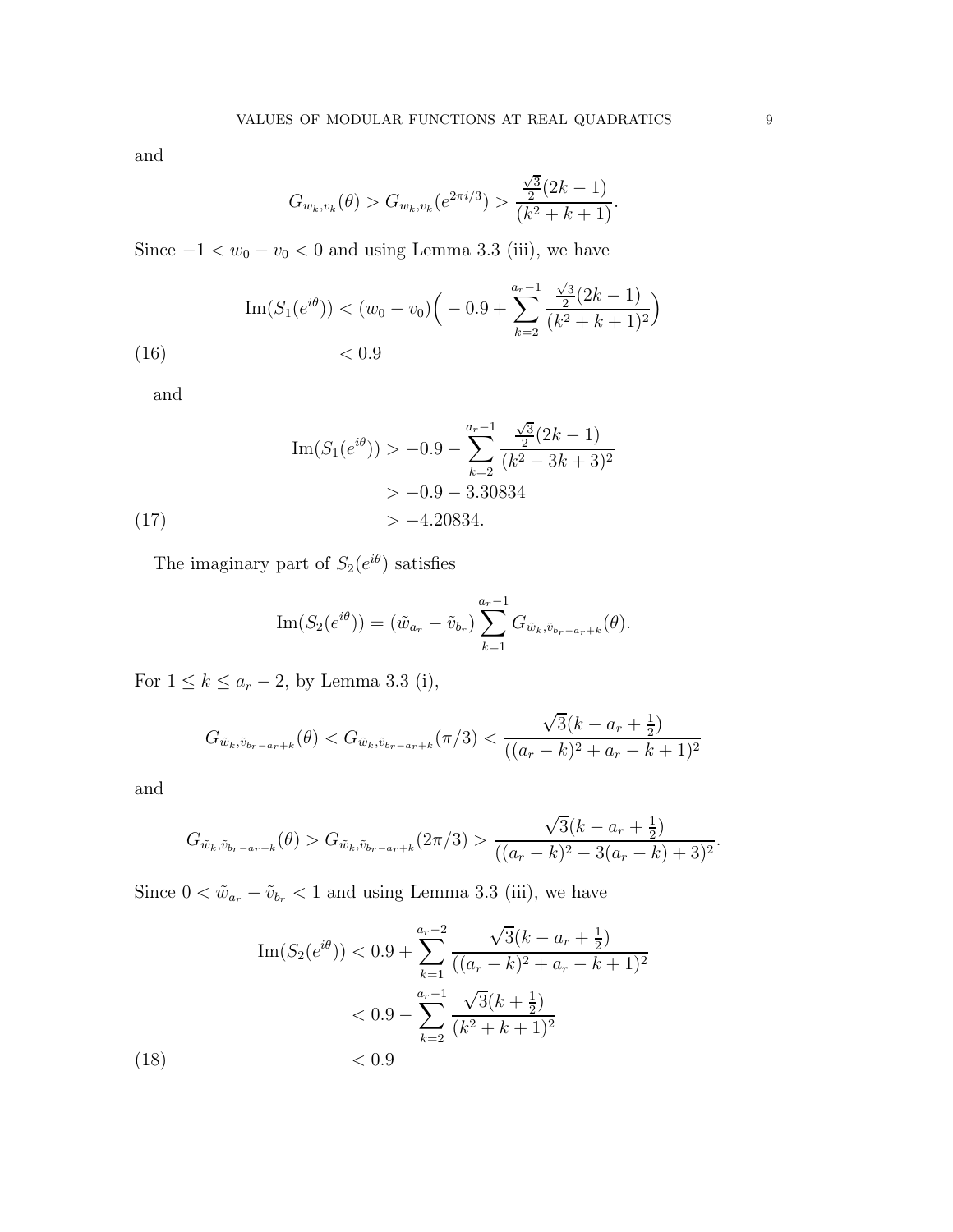and

$$G_{w_k,v_k}(\theta) > G_{w_k,v_k}(e^{2\pi i/3}) > \frac{\frac{\sqrt{3}}{2}(2k-1)}{(k^2+k+1)}.$$

Since $-1 < w_0 - v_0 < 0$ and using Lemma 3.3 (iii), we have

$$\begin{aligned}
\mathrm{Im}(S_1(e^{i\theta})) &< (w_0 - v_0)\Big( -0.9 + \sum_{k=2}^{a_r-1} \frac{\frac{\sqrt{3}}{2}(2k-1)}{(k^2+k+1)^2}\Big) \\
&< 0.9 
\end{aligned} \tag{16}$$

and

$$\begin{aligned}
\mathrm{Im}(S_1(e^{i\theta})) &> -0.9 - \sum_{k=2}^{a_r-1} \frac{\frac{\sqrt{3}}{2}(2k-1)}{(k^2-3k+3)^2} \\
&> -0.9 - 3.30834 \\
&> -4.20834.
\end{aligned} \tag{17}$$

The imaginary part of $S_2(e^{i\theta})$ satisfies

$$\mathrm{Im}(S_2(e^{i\theta})) = (\tilde{w}_{a_r} - \tilde{v}_{b_r}) \sum_{k=1}^{a_r-1} G_{\tilde{w}_k,\tilde{v}_{b_r-a_r+k}}(\theta).$$

For $1 \le k \le a_r - 2$, by Lemma 3.3 (i),

$$G_{\tilde{w}_k,\tilde{v}_{b_r-a_r+k}}(\theta) < G_{\tilde{w}_k,\tilde{v}_{b_r-a_r+k}}(\pi/3) < \frac{\sqrt{3}(k-a_r+\frac{1}{2})}{((a_r-k)^2+a_r-k+1)^2}$$

and

$$G_{\tilde{w}_k,\tilde{v}_{b_r-a_r+k}}(\theta) > G_{\tilde{w}_k,\tilde{v}_{b_r-a_r+k}}(2\pi/3) > \frac{\sqrt{3}(k-a_r+\frac{1}{2})}{((a_r-k)^2-3(a_r-k)+3)^2}.$$

Since $0 < \tilde{w}_{a_r} - \tilde{v}_{b_r} < 1$ and using Lemma 3.3 (iii), we have

$$\begin{aligned}
\mathrm{Im}(S_2(e^{i\theta})) &< 0.9 + \sum_{k=1}^{a_r-2} \frac{\sqrt{3}(k-a_r+\frac{1}{2})}{((a_r-k)^2+a_r-k+1)^2} \\
&< 0.9 - \sum_{k=2}^{a_r-1} \frac{\sqrt{3}(k+\frac{1}{2})}{(k^2+k+1)^2} \\
&< 0.9
\end{aligned} \tag{18}$$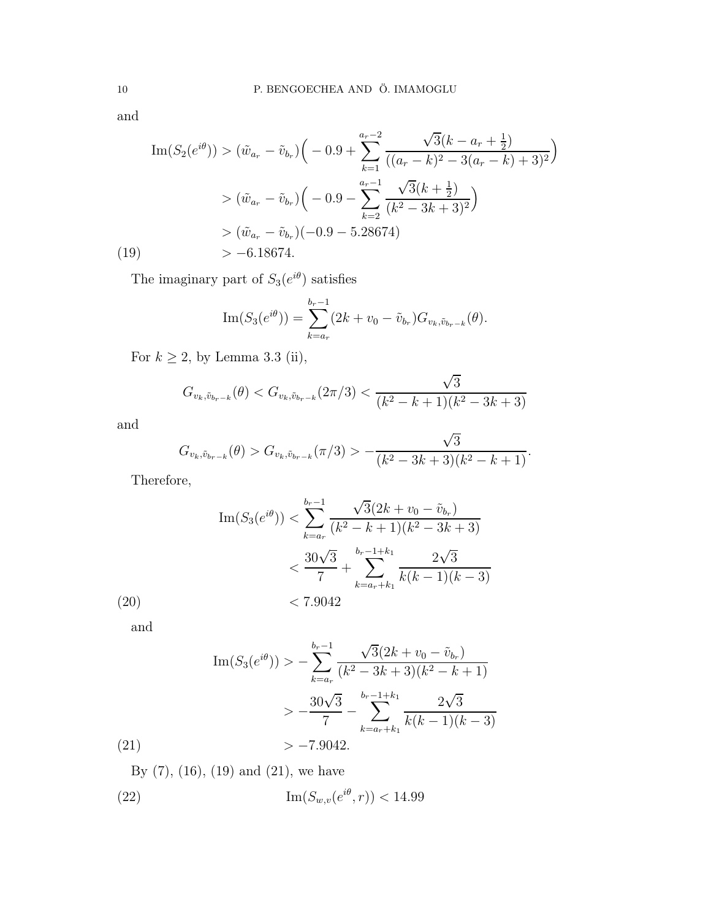and

$$
\begin{aligned}
\mathrm{Im}(S_2(e^{i\theta})) &> (\tilde{w}_{a_r} - \tilde{v}_{b_r})\Big( -0.9 + \sum_{k=1}^{a_r-2} \frac{\sqrt{3}(k - a_r + \frac{1}{2})}{((a_r-k)^2 - 3(a_r-k)+3)^2}\Big) \\
&> (\tilde{w}_{a_r} - \tilde{v}_{b_r})\Big( -0.9 - \sum_{k=2}^{a_r-1} \frac{\sqrt{3}(k + \frac{1}{2})}{(k^2-3k+3)^2}\Big) \\
&> (\tilde{w}_{a_r} - \tilde{v}_{b_r})(-0.9 - 5.28674) \\
&> -6.18674. \qquad (19)
\end{aligned}
$$

The imaginary part of $S_3(e^{i\theta})$ satisfies

$$
\mathrm{Im}(S_3(e^{i\theta})) = \sum_{k=a_r}^{b_r-1} (2k + v_0 - \tilde{v}_{b_r}) G_{v_k, \tilde{v}_{b_r-k}}(\theta).
$$

For $k \geq 2$, by Lemma 3.3 (ii),

$$
G_{v_k, \tilde{v}_{b_r-k}}(\theta) < G_{v_k, \tilde{v}_{b_r-k}}(2\pi/3) < \frac{\sqrt{3}}{(k^2-k+1)(k^2-3k+3)}
$$

and

$$
G_{v_k, \tilde{v}_{b_r-k}}(\theta) > G_{v_k, \tilde{v}_{b_r-k}}(\pi/3) > -\frac{\sqrt{3}}{(k^2-3k+3)(k^2-k+1)}.
$$

Therefore,

$$
\begin{aligned}
\mathrm{Im}(S_3(e^{i\theta})) &< \sum_{k=a_r}^{b_r-1} \frac{\sqrt{3}(2k + v_0 - \tilde{v}_{b_r})}{(k^2-k+1)(k^2-3k+3)} \\
&< \frac{30\sqrt{3}}{7} + \sum_{k=a_r+k_1}^{b_r-1+k_1} \frac{2\sqrt{3}}{k(k-1)(k-3)} \\
&< 7.9042 \qquad (20)
\end{aligned}
$$

and

$$
\begin{aligned}
\mathrm{Im}(S_3(e^{i\theta})) &> -\sum_{k=a_r}^{b_r-1} \frac{\sqrt{3}(2k + v_0 - \tilde{v}_{b_r})}{(k^2-3k+3)(k^2-k+1)} \\
&> -\frac{30\sqrt{3}}{7} - \sum_{k=a_r+k_1}^{b_r-1+k_1} \frac{2\sqrt{3}}{k(k-1)(k-3)} \\
&> -7.9042. \qquad (21)
\end{aligned}
$$

By (7), (16), (19) and (21), we have

$$
\mathrm{Im}(S_{w,v}(e^{i\theta}, r)) < 14.99 \qquad (22)
$$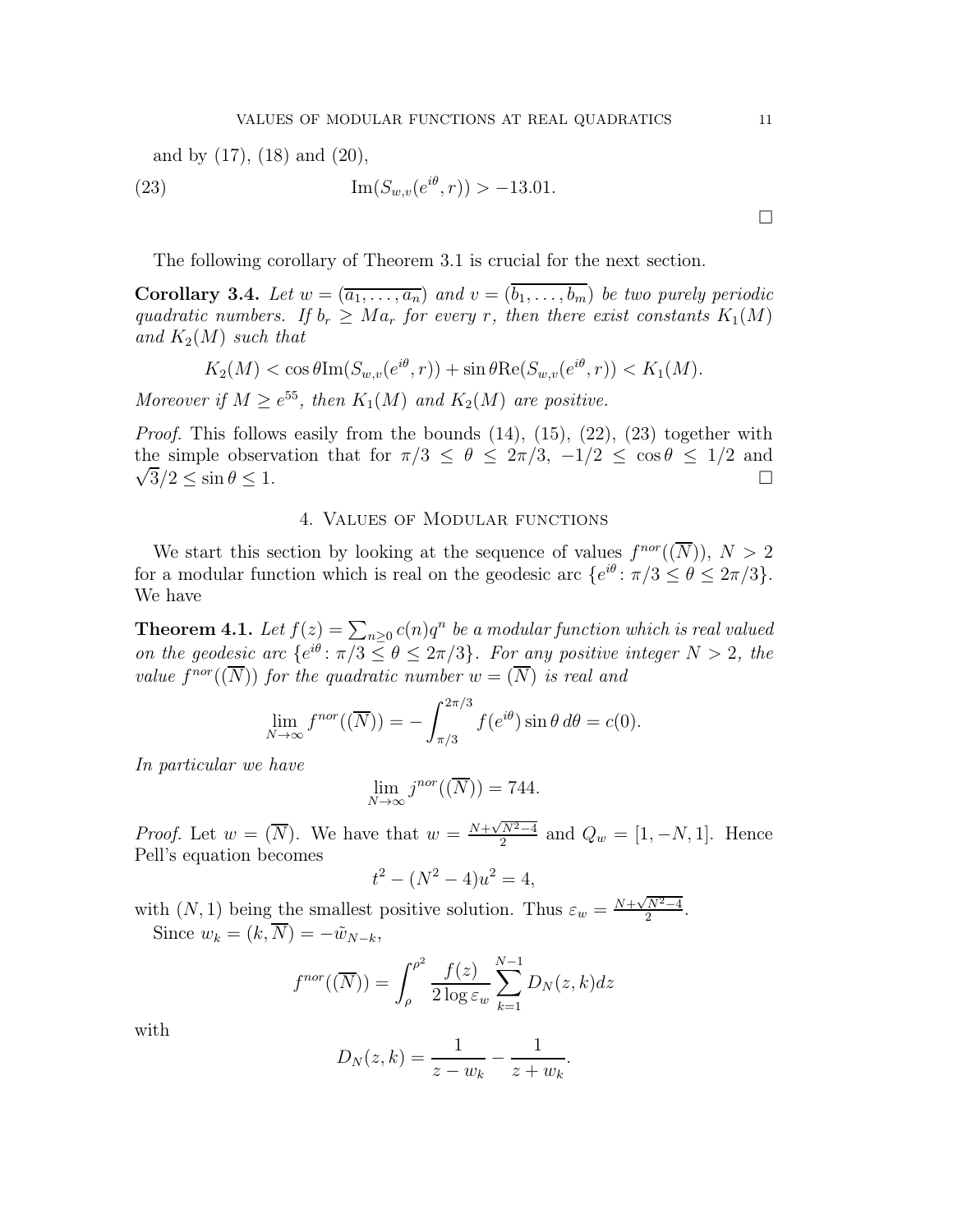and by (17), (18) and (20),

$$\mathrm{Im}(S_{w,v}(e^{i\theta}, r)) > -13.01. \tag{23}$$

□

The following corollary of Theorem 3.1 is crucial for the next section.

**Corollary 3.4.** *Let $w = (\overline{a_1, \ldots, a_n})$ and $v = (\overline{b_1, \ldots, b_m})$ be two purely periodic quadratic numbers. If $b_r \geq M a_r$ for every $r$, then there exist constants $K_1(M)$ and $K_2(M)$ such that*

$$K_2(M) < \cos\theta \mathrm{Im}(S_{w,v}(e^{i\theta}, r)) + \sin\theta \mathrm{Re}(S_{w,v}(e^{i\theta}, r)) < K_1(M).$$

*Moreover if $M \geq e^{55}$, then $K_1(M)$ and $K_2(M)$ are positive.*

*Proof.* This follows easily from the bounds (14), (15), (22), (23) together with the simple observation that for $\pi/3 \leq \theta \leq 2\pi/3$, $-1/2 \leq \cos\theta \leq 1/2$ and $\sqrt{3}/2 \leq \sin\theta \leq 1$. □

## 4. Values of Modular functions

We start this section by looking at the sequence of values $f^{nor}((\overline{N}))$, $N > 2$ for a modular function which is real on the geodesic arc $\{e^{i\theta} \colon \pi/3 \leq \theta \leq 2\pi/3\}$. We have

**Theorem 4.1.** *Let $f(z) = \sum_{n\geq 0} c(n) q^n$ be a modular function which is real valued on the geodesic arc $\{e^{i\theta} \colon \pi/3 \leq \theta \leq 2\pi/3\}$. For any positive integer $N > 2$, the value $f^{nor}((\overline{N}))$ for the quadratic number $w = (\overline{N})$ is real and*

$$\lim_{N\to\infty} f^{nor}((\overline{N})) = -\int_{\pi/3}^{2\pi/3} f(e^{i\theta}) \sin\theta \, d\theta = c(0).$$

*In particular we have*

$$\lim_{N\to\infty} j^{nor}((\overline{N})) = 744.$$

*Proof.* Let $w = (\overline{N})$. We have that $w = \frac{N+\sqrt{N^2-4}}{2}$ and $Q_w = [1, -N, 1]$. Hence Pell's equation becomes

$$t^2 - (N^2 - 4)u^2 = 4,$$

with $(N, 1)$ being the smallest positive solution. Thus $\varepsilon_w = \frac{N+\sqrt{N^2-4}}{2}$.

Since $w_k = (k, \overline{N}) = -\tilde{w}_{N-k}$,

$$f^{nor}((\overline{N})) = \int_{\rho}^{\rho^2} \frac{f(z)}{2\log\varepsilon_w} \sum_{k=1}^{N-1} D_N(z, k) dz$$

with

$$D_N(z, k) = \frac{1}{z - w_k} - \frac{1}{z + w_k}.$$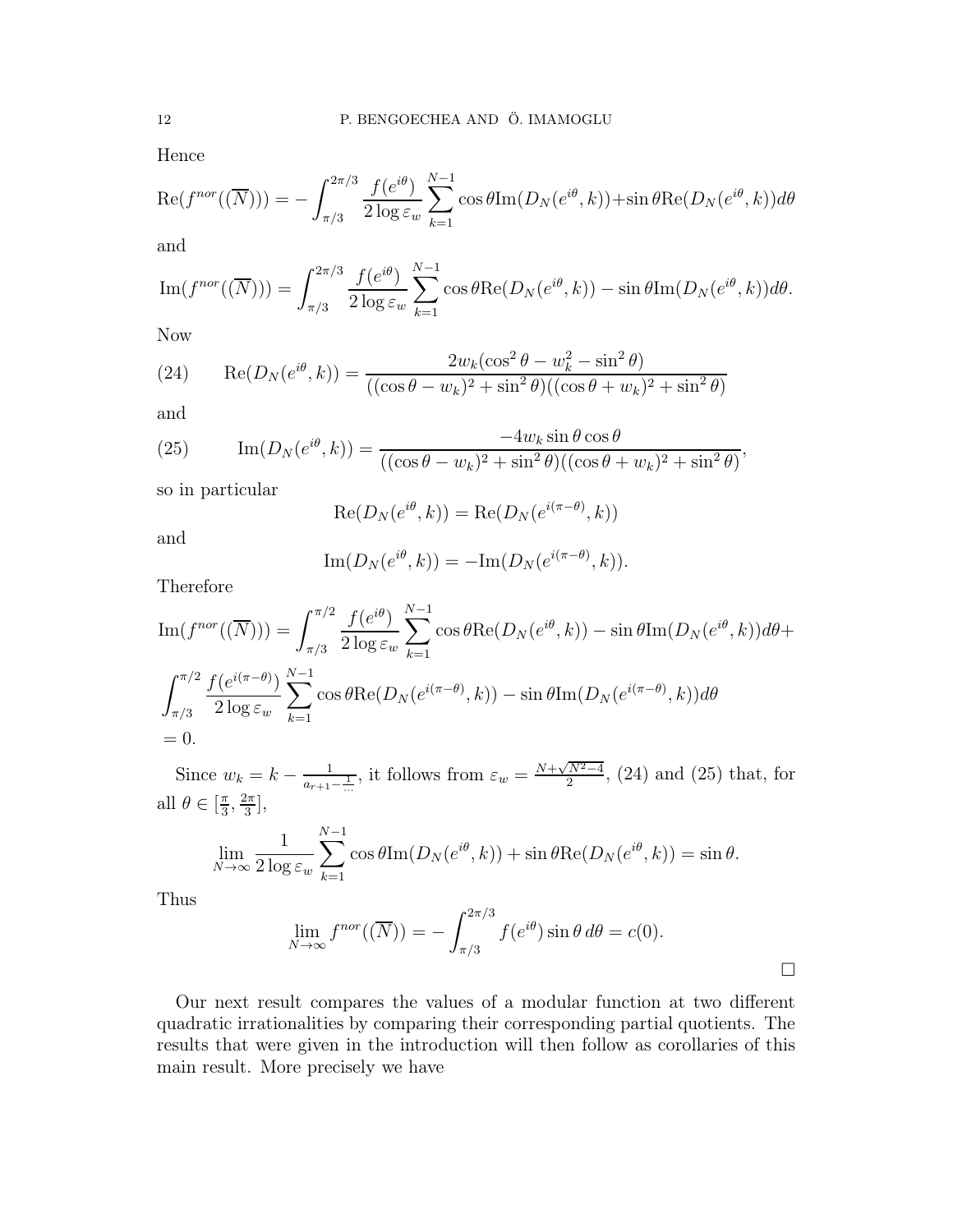Hence

$$\mathrm{Re}(f^{nor}((\overline{N}))) = -\int_{\pi/3}^{2\pi/3} \frac{f(e^{i\theta})}{2\log \varepsilon_w} \sum_{k=1}^{N-1} \cos\theta \mathrm{Im}(D_N(e^{i\theta},k)) + \sin\theta \mathrm{Re}(D_N(e^{i\theta},k)) d\theta$$

and

$$\mathrm{Im}(f^{nor}((\overline{N}))) = \int_{\pi/3}^{2\pi/3} \frac{f(e^{i\theta})}{2\log \varepsilon_w} \sum_{k=1}^{N-1} \cos\theta \mathrm{Re}(D_N(e^{i\theta},k)) - \sin\theta \mathrm{Im}(D_N(e^{i\theta},k)) d\theta.$$

Now

$$\mathrm{Re}(D_N(e^{i\theta},k)) = \frac{2w_k(\cos^2\theta - w_k^2 - \sin^2\theta)}{((\cos\theta - w_k)^2 + \sin^2\theta)((\cos\theta + w_k)^2 + \sin^2\theta)} \tag{24}$$

and

$$\mathrm{Im}(D_N(e^{i\theta},k)) = \frac{-4w_k \sin\theta\cos\theta}{((\cos\theta - w_k)^2 + \sin^2\theta)((\cos\theta + w_k)^2 + \sin^2\theta)}, \tag{25}$$

so in particular

$$\mathrm{Re}(D_N(e^{i\theta},k)) = \mathrm{Re}(D_N(e^{i(\pi-\theta)},k))$$

and

$$\mathrm{Im}(D_N(e^{i\theta},k)) = -\mathrm{Im}(D_N(e^{i(\pi-\theta)},k)).$$

Therefore

$$\begin{aligned}
\mathrm{Im}(f^{nor}((\overline{N}))) &= \int_{\pi/3}^{\pi/2} \frac{f(e^{i\theta})}{2\log \varepsilon_w} \sum_{k=1}^{N-1} \cos\theta \mathrm{Re}(D_N(e^{i\theta},k)) - \sin\theta \mathrm{Im}(D_N(e^{i\theta},k)) d\theta + \\
&\int_{\pi/3}^{\pi/2} \frac{f(e^{i(\pi-\theta)})}{2\log \varepsilon_w} \sum_{k=1}^{N-1} \cos\theta \mathrm{Re}(D_N(e^{i(\pi-\theta)},k)) - \sin\theta \mathrm{Im}(D_N(e^{i(\pi-\theta)},k)) d\theta \\
&= 0.
\end{aligned}$$

Since $w_k = k - \frac{1}{a_{r+1} - \frac{1}{\cdots}}$, it follows from $\varepsilon_w = \frac{N+\sqrt{N^2-4}}{2}$, (24) and (25) that, for all $\theta \in [\frac{\pi}{3}, \frac{2\pi}{3}]$,

$$\lim_{N\to\infty} \frac{1}{2\log \varepsilon_w} \sum_{k=1}^{N-1} \cos\theta \mathrm{Im}(D_N(e^{i\theta},k)) + \sin\theta \mathrm{Re}(D_N(e^{i\theta},k)) = \sin\theta.$$

Thus

$$\lim_{N\to\infty} f^{nor}((\overline{N})) = -\int_{\pi/3}^{2\pi/3} f(e^{i\theta}) \sin\theta \, d\theta = c(0).$$

□

Our next result compares the values of a modular function at two different quadratic irrationalities by comparing their corresponding partial quotients. The results that were given in the introduction will then follow as corollaries of this main result. More precisely we have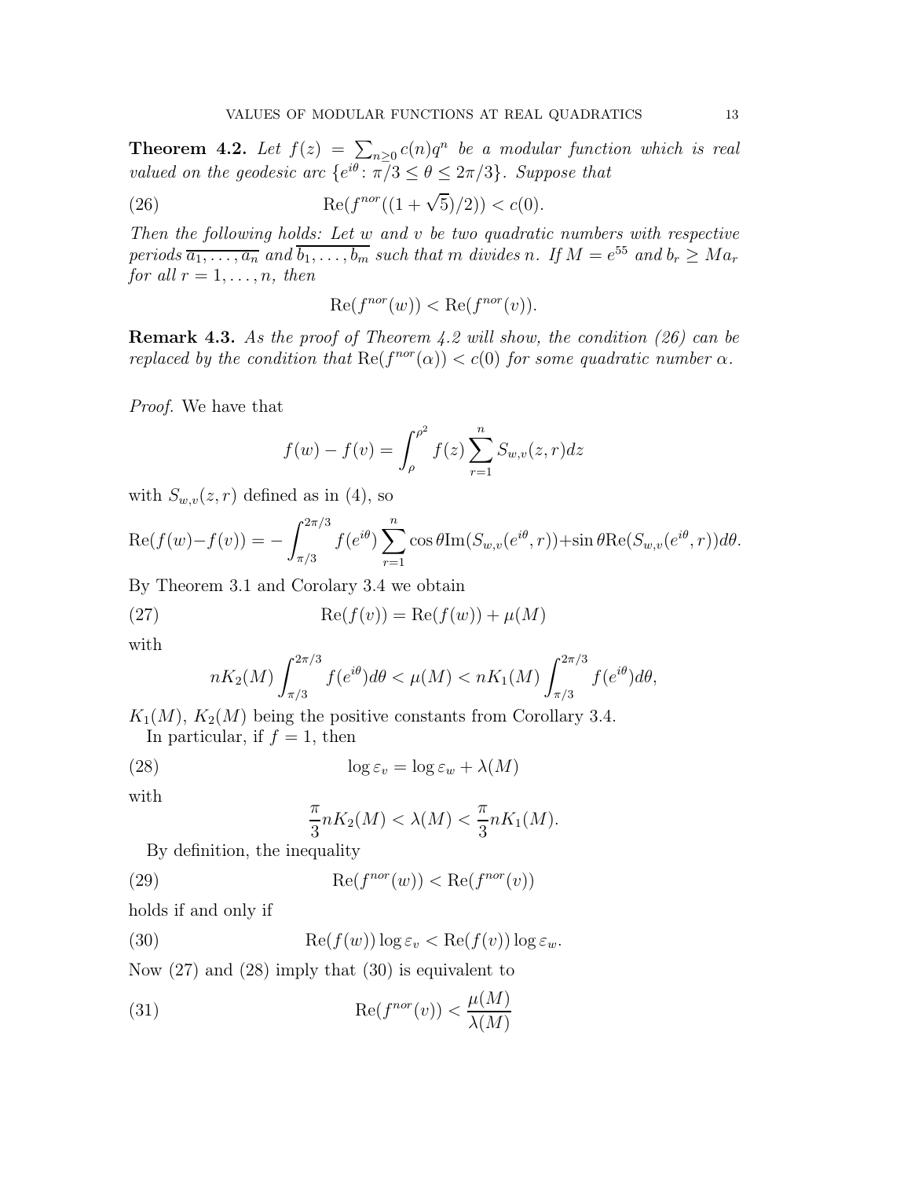**Theorem 4.2.** *Let $f(z) = \sum_{n\geq 0} c(n)q^n$ be a modular function which is real valued on the geodesic arc $\{e^{i\theta} \colon \pi/3 \leq \theta \leq 2\pi/3\}$. Suppose that*

$$\mathrm{Re}(f^{nor}((1+\sqrt{5})/2)) < c(0). \tag{26}$$

*Then the following holds: Let $w$ and $v$ be two quadratic numbers with respective periods $\overline{a_1,\ldots,a_n}$ and $\overline{b_1,\ldots,b_m}$ such that $m$ divides $n$. If $M = e^{55}$ and $b_r \geq Ma_r$ for all $r = 1,\ldots,n$, then*

$$\mathrm{Re}(f^{nor}(w)) < \mathrm{Re}(f^{nor}(v)).$$

**Remark 4.3.** *As the proof of Theorem 4.2 will show, the condition (26) can be replaced by the condition that $\mathrm{Re}(f^{nor}(\alpha)) < c(0)$ for some quadratic number $\alpha$.*

*Proof.* We have that

$$f(w) - f(v) = \int_{\rho}^{\rho^2} f(z)\sum_{r=1}^{n} S_{w,v}(z,r)dz$$

with $S_{w,v}(z,r)$ defined as in (4), so

$$\mathrm{Re}(f(w)-f(v)) = -\int_{\pi/3}^{2\pi/3} f(e^{i\theta})\sum_{r=1}^{n}\cos\theta\,\mathrm{Im}(S_{w,v}(e^{i\theta},r))+\sin\theta\,\mathrm{Re}(S_{w,v}(e^{i\theta},r))d\theta.$$

By Theorem 3.1 and Corolary 3.4 we obtain

$$\mathrm{Re}(f(v)) = \mathrm{Re}(f(w)) + \mu(M) \tag{27}$$

with

$$nK_2(M)\int_{\pi/3}^{2\pi/3} f(e^{i\theta})d\theta < \mu(M) < nK_1(M)\int_{\pi/3}^{2\pi/3} f(e^{i\theta})d\theta,$$

$K_1(M)$, $K_2(M)$ being the positive constants from Corollary 3.4.

In particular, if $f = 1$, then

$$\log\varepsilon_v = \log\varepsilon_w + \lambda(M) \tag{28}$$

with

$$\frac{\pi}{3}nK_2(M) < \lambda(M) < \frac{\pi}{3}nK_1(M).$$

By definition, the inequality

$$\mathrm{Re}(f^{nor}(w)) < \mathrm{Re}(f^{nor}(v)) \tag{29}$$

holds if and only if

$$\mathrm{Re}(f(w))\log\varepsilon_v < \mathrm{Re}(f(v))\log\varepsilon_w. \tag{30}$$

Now (27) and (28) imply that (30) is equivalent to

$$\mathrm{Re}(f^{nor}(v)) < \frac{\mu(M)}{\lambda(M)} \tag{31}$$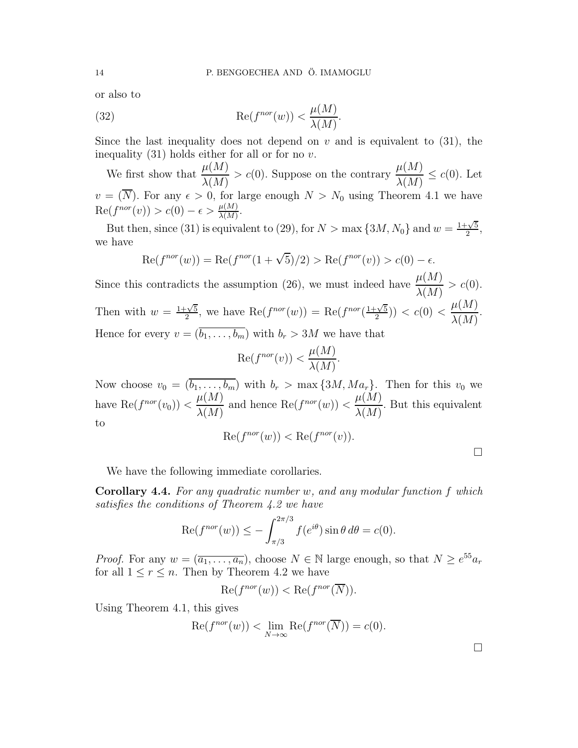or also to

$$\operatorname{Re}(f^{nor}(w)) < \frac{\mu(M)}{\lambda(M)}. \tag{32}$$

Since the last inequality does not depend on $v$ and is equivalent to (31), the inequality (31) holds either for all or for no $v$.

We first show that $\dfrac{\mu(M)}{\lambda(M)} > c(0)$. Suppose on the contrary $\dfrac{\mu(M)}{\lambda(M)} \leq c(0)$. Let $v = (\overline{N})$. For any $\epsilon > 0$, for large enough $N > N_0$ using Theorem 4.1 we have $\operatorname{Re}(f^{nor}(v)) > c(0) - \epsilon > \frac{\mu(M)}{\lambda(M)}$.

But then, since (31) is equivalent to (29), for $N > \max\{3M, N_0\}$ and $w = \frac{1+\sqrt{5}}{2}$, we have

$$\operatorname{Re}(f^{nor}(w)) = \operatorname{Re}(f^{nor}(1+\sqrt{5})/2) > \operatorname{Re}(f^{nor}(v)) > c(0) - \epsilon.$$

Since this contradicts the assumption (26), we must indeed have $\dfrac{\mu(M)}{\lambda(M)} > c(0)$. Then with $w = \frac{1+\sqrt{5}}{2}$, we have $\operatorname{Re}(f^{nor}(w)) = \operatorname{Re}(f^{nor}(\frac{1+\sqrt{5}}{2})) < c(0) < \dfrac{\mu(M)}{\lambda(M)}$. Hence for every $v = (\overline{b_1, \ldots, b_m})$ with $b_r > 3M$ we have that

$$\operatorname{Re}(f^{nor}(v)) < \frac{\mu(M)}{\lambda(M)}.$$

Now choose $v_0 = (\overline{b_1, \ldots, b_m})$ with $b_r > \max\{3M, Ma_r\}$. Then for this $v_0$ we have $\operatorname{Re}(f^{nor}(v_0)) < \dfrac{\mu(M)}{\lambda(M)}$ and hence $\operatorname{Re}(f^{nor}(w)) < \dfrac{\mu(M)}{\lambda(M)}$. But this equivalent to

$$\operatorname{Re}(f^{nor}(w)) < \operatorname{Re}(f^{nor}(v)).$$

□

We have the following immediate corollaries.

**Corollary 4.4.** *For any quadratic number $w$, and any modular function $f$ which satisfies the conditions of Theorem 4.2 we have*

$$\operatorname{Re}(f^{nor}(w)) \leq -\int_{\pi/3}^{2\pi/3} f(e^{i\theta}) \sin\theta \, d\theta = c(0).$$

*Proof.* For any $w = (\overline{a_1, \ldots, a_n})$, choose $N \in \mathbb{N}$ large enough, so that $N \geq e^{55} a_r$ for all $1 \leq r \leq n$. Then by Theorem 4.2 we have

$$\operatorname{Re}(f^{nor}(w)) < \operatorname{Re}(f^{nor}(\overline{N})).$$

Using Theorem 4.1, this gives

$$\operatorname{Re}(f^{nor}(w)) < \lim_{N\to\infty} \operatorname{Re}(f^{nor}(\overline{N})) = c(0).$$

□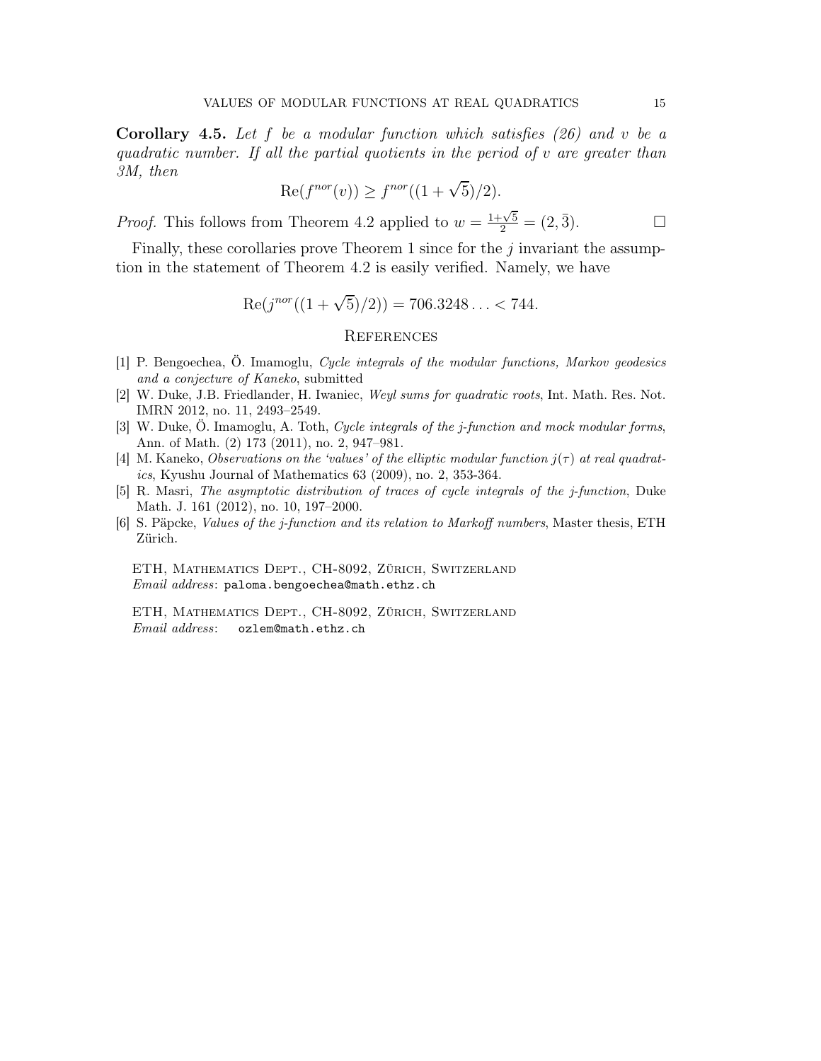**Corollary 4.5.** *Let $f$ be a modular function which satisfies (26) and $v$ be a quadratic number. If all the partial quotients in the period of $v$ are greater than $3M$, then*

$$\mathrm{Re}(f^{nor}(v)) \geq f^{nor}((1+\sqrt{5})/2).$$

*Proof.* This follows from Theorem 4.2 applied to $w = \frac{1+\sqrt{5}}{2} = (2, \bar{3})$. $\square$

Finally, these corollaries prove Theorem 1 since for the $j$ invariant the assumption in the statement of Theorem 4.2 is easily verified. Namely, we have

$$\mathrm{Re}(j^{nor}((1+\sqrt{5})/2)) = 706.3248\ldots < 744.$$

## References

[1] P. Bengoechea, Ö. Imamoglu, *Cycle integrals of the modular functions, Markov geodesics and a conjecture of Kaneko*, submitted

[2] W. Duke, J.B. Friedlander, H. Iwaniec, *Weyl sums for quadratic roots*, Int. Math. Res. Not. IMRN 2012, no. 11, 2493–2549.

[3] W. Duke, Ö. Imamoglu, A. Toth, *Cycle integrals of the j-function and mock modular forms*, Ann. of Math. (2) 173 (2011), no. 2, 947–981.

[4] M. Kaneko, *Observations on the 'values' of the elliptic modular function $j(\tau)$ at real quadratics*, Kyushu Journal of Mathematics 63 (2009), no. 2, 353-364.

[5] R. Masri, *The asymptotic distribution of traces of cycle integrals of the j-function*, Duke Math. J. 161 (2012), no. 10, 197–2000.

[6] S. Päpcke, *Values of the j-function and its relation to Markoff numbers*, Master thesis, ETH Zürich.

ETH, Mathematics Dept., CH-8092, Zürich, Switzerland
*Email address*: paloma.bengoechea@math.ethz.ch

ETH, Mathematics Dept., CH-8092, Zürich, Switzerland
*Email address*: ozlem@math.ethz.ch